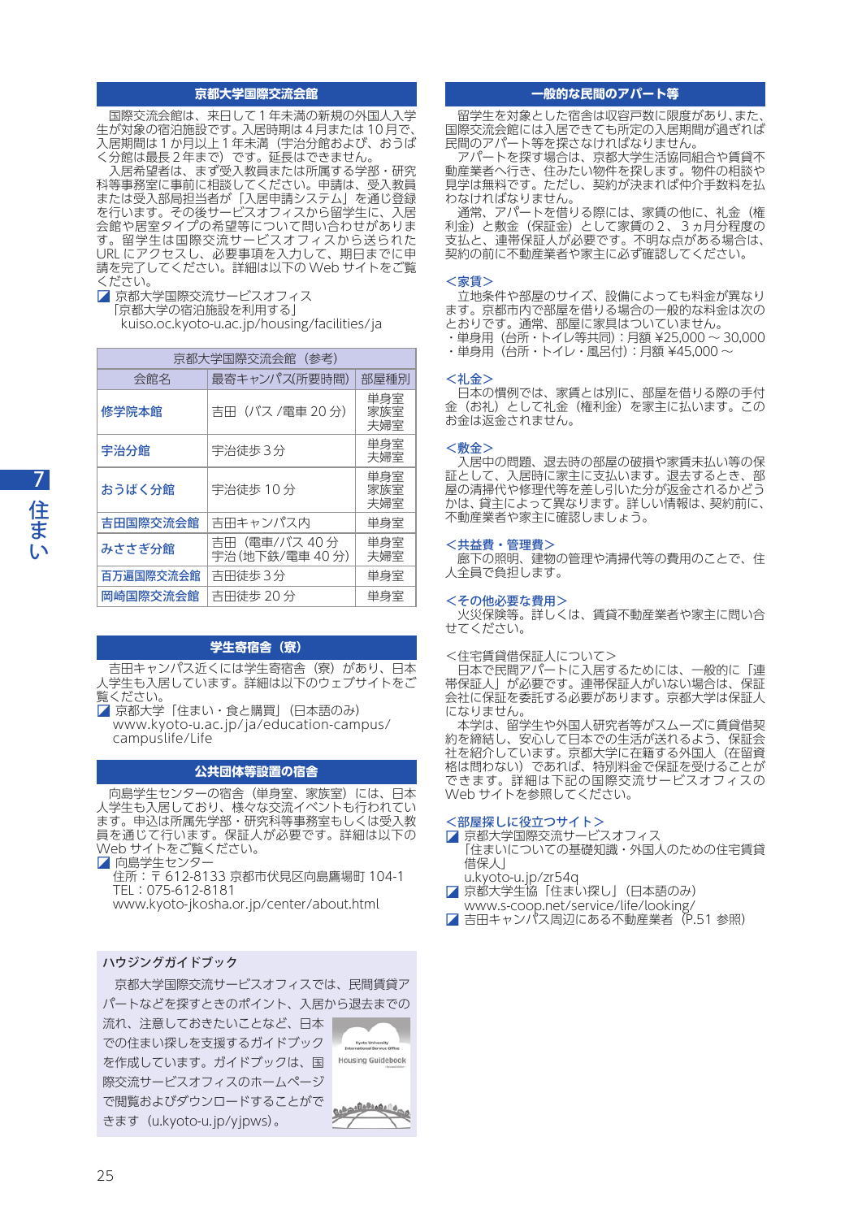## 京都大学国際交流会館

国際交流会館は、来日して１年未満の新規の外国人入学生が対象の宿泊施設です。入居時期は４月または 10 月で、入居期間は１か月以上１年未満（宇治分館および、おうばく分館は最長２年まで）です。延長はできません。

入居希望者は、まず受入教員または所属する学部・研究科等事務室に事前に相談してください。申請は、受入教員または受入部局担当者が「入居申請システム」を通じ登録を行います。その後サービスオフィスから留学生に、入居会館や居室タイプの希望等について問い合わせがあります。留学生は国際交流サービスオフィスから送られた URL にアクセスし、必要事項を入力して、期日までに申請を完了してください。詳細は以下の Web サイトをご覧ください。

- 京都大学国際交流サービスオフィス
  「京都大学の宿泊施設を利用する」
  kuiso.oc.kyoto-u.ac.jp/housing/facilities/ja

京都大学国際交流会館（参考）

| 会館名 | 最寄キャンパス(所要時間) | 部屋種別 |
|---|---|---|
| 修学院本館 | 吉田（バス /電車 20 分） | 単身室 家族室 夫婦室 |
| 宇治分館 | 宇治徒歩３分 | 単身室 夫婦室 |
| おうばく分館 | 宇治徒歩 10 分 | 単身室 家族室 夫婦室 |
| 吉田国際交流会館 | 吉田キャンパス内 | 単身室 |
| みささぎ分館 | 吉田（電車/バス 40 分）宇治（地下鉄/電車 40 分） | 単身室 夫婦室 |
| 百万遍国際交流会館 | 吉田徒歩３分 | 単身室 |
| 岡崎国際交流会館 | 吉田徒歩 20 分 | 単身室 |

## 学生寄宿舎（寮）

吉田キャンパス近くには学生寄宿舎（寮）があり、日本人学生も入居しています。詳細は以下のウェブサイトをご覧ください。

- 京都大学「住まい・食と購買」（日本語のみ）
  www.kyoto-u.ac.jp/ja/education-campus/campuslife/Life

## 公共団体等設置の宿舎

向島学生センターの宿舎（単身室、家族室）には、日本人学生も入居しており、様々な交流イベントも行われています。申込は所属先学部・研究科等事務室もしくは受入教員を通じて行います。保証人が必要です。詳細は以下の Web サイトをご覧ください。

- 向島学生センター
  住所：〒 612-8133 京都市伏見区向島鷹場町 104-1
  TEL：075-612-8181
  www.kyoto-jkosha.or.jp/center/about.html

### ハウジングガイドブック

京都大学国際交流サービスオフィスでは、民間賃貸アパートなどを探すときのポイント、入居から退去までの流れ、注意しておきたいことなど、日本での住まい探しを支援するガイドブックを作成しています。ガイドブックは、国際交流サービスオフィスのホームページで閲覧およびダウンロードすることができます（u.kyoto-u.jp/yjpws）。

## 一般的な民間のアパート等

留学生を対象とした宿舎は収容戸数に限度があり、また、国際交流会館には入居できても所定の入居期間が過ぎれば民間のアパート等を探さなければなりません。

アパートを探す場合は、京都大学生活協同組合や賃貸不動産業者へ行き、住みたい物件を探します。物件の相談や見学は無料です。ただし、契約が決まれば仲介手数料を払わなければなりません。

通常、アパートを借りる際には、家賃の他に、礼金（権利金）と敷金（保証金）として家賃の２、３ヵ月分程度の支払いと、連帯保証人が必要です。不明な点がある場合は、契約の前に不動産業者や家主に必ず確認してください。

### <家賃>

立地条件や部屋のサイズ、設備によっても料金が異なります。京都市内で部屋を借りる場合の一般的な料金は次のとおりです。通常、部屋に家具はついていません。

- 単身用（台所・トイレ等共同）：月額 ¥25,000 ～ 30,000
- 単身用（台所・トイレ・風呂付）：月額 ¥45,000 ～

### <礼金>

日本の慣例では、家賃とは別に、部屋を借りる際の手付金（お礼）として礼金（権利金）を家主に払います。このお金は返金されません。

### <敷金>

入居中の問題、退去時の部屋の破損や家賃未払い等の保証として、入居時に家主に支払います。退去するとき、部屋の清掃代や修理代等を差し引いた分が返金されるかどうかは、貸主によって異なります。詳しい情報は、契約前に、不動産業者や家主に確認しましょう。

### <共益費・管理費>

廊下の照明、建物の管理や清掃代等の費用のことで、住人全員で負担します。

### <その他必要な費用>

火災保険等。詳しくは、賃貸不動産業者や家主に問い合せてください。

### <住宅賃貸借保証人について>

日本で民間アパートに入居するためには、一般的に「連帯保証人」が必要です。連帯保証人がいない場合は、保証会社に保証を委託する必要があります。京都大学は保証人になりません。

本学は、留学生や外国人研究者等がスムーズに賃貸借契約を締結し、安心して日本での生活が送れるよう、保証会社を紹介しています。京都大学に在籍する外国人（在留資格は問わない）であれば、特別料金で保証を受けることができます。詳細は下記の国際交流サービスオフィスの Web サイトを参照してください。

### <部屋探しに役立つサイト>

- 京都大学国際交流サービスオフィス
  「住まいについての基礎知識・外国人のための住宅賃貸借保人」
  u.kyoto-u.jp/zr54q
- 京都大学生協「住まい探し」（日本語のみ）
  www.s-coop.net/service/life/looking/
- 吉田キャンパス周辺にある不動産業者（P.51 参照）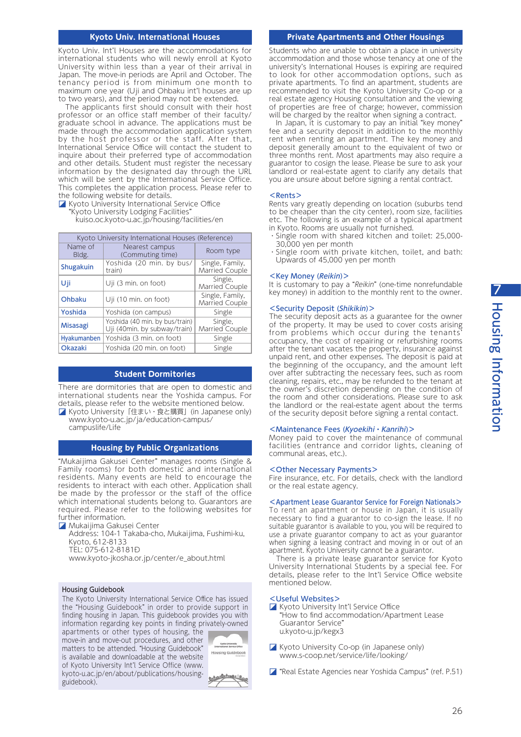## Kyoto Univ. International Houses

Kyoto Univ. Int'l Houses are the accommodations for international students who will newly enroll at Kyoto University within less than a year of their arrival in Japan. The move-in periods are April and October. The tenancy period is from minimum one month to maximum one year (Uji and Ohbaku int'l houses are up to two years), and the period may not be extended.

The applicants first should consult with their host professor or an office staff member of their faculty/graduate school in advance. The applications must be made through the accommodation application system by the host professor or the staff. After that, International Service Office will contact the student to inquire about their preferred type of accommodation and other details. Student must register the necessary information by the designated day through the URL which will be sent by the International Service Office. This completes the application process. Please refer to the following website for details.

- Kyoto University International Service Office "Kyoto University Lodging Facilities" kuiso.oc.kyoto-u.ac.jp/housing/facilities/en

| Kyoto University International Houses (Reference) | | |
|---|---|---|
| Name of Bldg. | Nearest campus (Commuting time) | Room type |
| Shugakuin | Yoshida (20 min. by bus/train) | Single, Family, Married Couple |
| Uji | Uji (3 min. on foot) | Single, Married Couple |
| Ohbaku | Uji (10 min. on foot) | Single, Family, Married Couple |
| Yoshida | Yoshida (on campus) | Single |
| Misasagi | Yoshida (40 min. by bus/train) Uji (40min. by subway/train) | Single, Married Couple |
| Hyakumanben | Yoshida (3 min. on foot) | Single |
| Okazaki | Yoshida (20 min. on foot) | Single |

## Student Dormitories

There are dormitories that are open to domestic and international students near the Yoshida campus. For details, please refer to the website mentioned below.

- Kyoto University「住まい・食と購買」(in Japanese only) www.kyoto-u.ac.jp/ja/education-campus/campuslife/Life

## Housing by Public Organizations

"Mukaijima Gakusei Center" manages rooms (Single & Family rooms) for both domestic and international residents. Many events are held to encourage the residents to interact with each other. Application shall be made by the professor or the staff of the office which international students belong to. Guarantors are required. Please refer to the following websites for further information.

- Mukaijima Gakusei Center
  Address: 104-1 Takaba-cho, Mukaijima, Fushimi-ku, Kyoto, 612-8133
  TEL: 075-612-8181D
  www.kyoto-jkosha.or.jp/center/e_about.html

### Housing Guidebook

The Kyoto University International Service Office has issued the "Housing Guidebook" in order to provide support in finding housing in Japan. This guidebook provides you with information regarding key points in finding privately-owned apartments or other types of housing, the move-in and move-out procedures, and other matters to be attended. "Housing Guidebook" is available and downloadable at the website of Kyoto University Int'l Service Office (www.kyoto-u.ac.jp/en/about/publications/housing-guidebook).

## Private Apartments and Other Housings

Students who are unable to obtain a place in university accommodation and those whose tenancy at one of the university's International Houses is expiring are required to look for other accommodation options, such as private apartments. To find an apartment, students are recommended to visit the Kyoto University Co-op or a real estate agency Housing consultation and the viewing of properties are free of charge; however, commission will be charged by the realtor when signing a contract.

In Japan, it is customary to pay an initial "key money" fee and a security deposit in addition to the monthly rent when renting an apartment. The key money and deposit generally amount to the equivalent of two or three months rent. Most apartments may also require a guarantor to cosign the lease. Please be sure to ask your landlord or real-estate agent to clarify any details that you are unsure about before signing a rental contract.

### <Rents>

Rents vary greatly depending on location (suburbs tend to be cheaper than the city center), room size, facilities etc. The following is an example of a typical apartment in Kyoto. Rooms are usually not furnished.

- Single room with shared kitchen and toilet: 25,000-30,000 yen per month
- Single room with private kitchen, toilet, and bath: Upwards of 45,000 yen per month

### <Key Money (*Reikin*)>

It is customary to pay a "*Reikin*" (one-time nonrefundable key money) in addition to the monthly rent to the owner.

### <Security Deposit (*Shikikin*)>

The security deposit acts as a guarantee for the owner of the property. It may be used to cover costs arising from problems which occur during the tenants' occupancy, the cost of repairing or refurbishing rooms after the tenant vacates the property, insurance against unpaid rent, and other expenses. The deposit is paid at the beginning of the occupancy, and the amount left over after subtracting the necessary fees, such as room cleaning, repairs, etc., may be refunded to the tenant at the owner's discretion depending on the condition of the room and other considerations. Please sure to ask the landlord or the real-estate agent about the terms of the security deposit before signing a rental contact.

### <Maintenance Fees (*Kyoekihi・Kanrihi*)>

Money paid to cover the maintenance of communal facilities (entrance and corridor lights, cleaning of communal areas, etc.).

### <Other Necessary Payments>

Fire insurance, etc. For details, check with the landlord or the real estate agency.

### <Apartment Lease Guarantor Service for Foreign Nationals>

To rent an apartment or house in Japan, it is usually necessary to find a guarantor to co-sign the lease. If no suitable guarantor is available to you, you will be required to use a private guarantor company to act as your guarantor when signing a leasing contract and moving in or out of an apartment. Kyoto University cannot be a guarantor.

There is a private lease guarantor service for Kyoto University International Students by a special fee. For details, please refer to the Int'l Service Office website mentioned below.

### <Useful Websites>

- Kyoto University Int'l Service Office "How to find accommodation/Apartment Lease Guarantor Service" u.kyoto-u.jp/kegx3
- Kyoto University Co-op (in Japanese only) www.s-coop.net/service/life/looking/
- "Real Estate Agencies near Yoshida Campus" (ref. P.51)